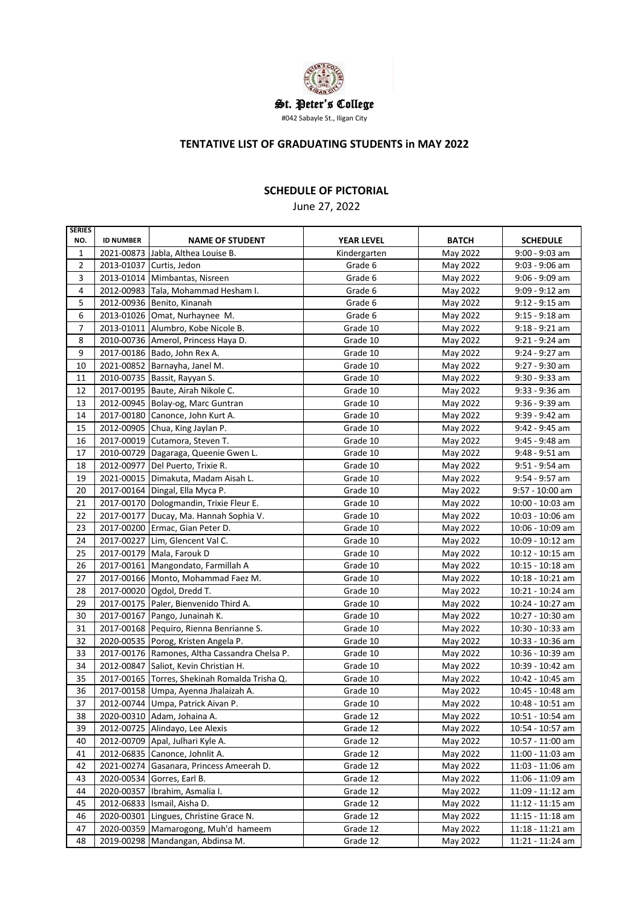St. Peter's College

#042 Sabayle St., Iligan City

## TENTATIVE LIST OF GRADUATING STUDENTS in MAY 2022

### SCHEDULE OF PICTORIAL

June 27, 2022

| SERIES NO. | ID NUMBER | NAME OF STUDENT | YEAR LEVEL | BATCH | SCHEDULE |
|---|---|---|---|---|---|
| 1 | 2021-00873 | Jabla, Althea Louise B. | Kindergarten | May 2022 | 9:00 - 9:03 am |
| 2 | 2013-01037 | Curtis, Jedon | Grade 6 | May 2022 | 9:03 - 9:06 am |
| 3 | 2013-01014 | Mimbantas, Nisreen | Grade 6 | May 2022 | 9:06 - 9:09 am |
| 4 | 2012-00983 | Tala, Mohammad Hesham I. | Grade 6 | May 2022 | 9:09 - 9:12 am |
| 5 | 2012-00936 | Benito, Kinanah | Grade 6 | May 2022 | 9:12 - 9:15 am |
| 6 | 2013-01026 | Omat, Nurhaynee M. | Grade 6 | May 2022 | 9:15 - 9:18 am |
| 7 | 2013-01011 | Alumbro, Kobe Nicole B. | Grade 10 | May 2022 | 9:18 - 9:21 am |
| 8 | 2010-00736 | Amerol, Princess Haya D. | Grade 10 | May 2022 | 9:21 - 9:24 am |
| 9 | 2017-00186 | Bado, John Rex A. | Grade 10 | May 2022 | 9:24 - 9:27 am |
| 10 | 2021-00852 | Barnayha, Janel M. | Grade 10 | May 2022 | 9:27 - 9:30 am |
| 11 | 2010-00735 | Bassit, Rayyan S. | Grade 10 | May 2022 | 9:30 - 9:33 am |
| 12 | 2017-00195 | Baute, Airah Nikole C. | Grade 10 | May 2022 | 9:33 - 9:36 am |
| 13 | 2012-00945 | Bolay-og, Marc Guntran | Grade 10 | May 2022 | 9:36 - 9:39 am |
| 14 | 2017-00180 | Canonce, John Kurt A. | Grade 10 | May 2022 | 9:39 - 9:42 am |
| 15 | 2012-00905 | Chua, King Jaylan P. | Grade 10 | May 2022 | 9:42 - 9:45 am |
| 16 | 2017-00019 | Cutamora, Steven T. | Grade 10 | May 2022 | 9:45 - 9:48 am |
| 17 | 2010-00729 | Dagaraga, Queenie Gwen L. | Grade 10 | May 2022 | 9:48 - 9:51 am |
| 18 | 2012-00977 | Del Puerto, Trixie R. | Grade 10 | May 2022 | 9:51 - 9:54 am |
| 19 | 2021-00015 | Dimakuta, Madam Aisah L. | Grade 10 | May 2022 | 9:54 - 9:57 am |
| 20 | 2017-00164 | Dingal, Ella Myca P. | Grade 10 | May 2022 | 9:57 - 10:00 am |
| 21 | 2017-00170 | Dologmandin, Trixie Fleur E. | Grade 10 | May 2022 | 10:00 - 10:03 am |
| 22 | 2017-00177 | Ducay, Ma. Hannah Sophia V. | Grade 10 | May 2022 | 10:03 - 10:06 am |
| 23 | 2017-00200 | Ermac, Gian Peter D. | Grade 10 | May 2022 | 10:06 - 10:09 am |
| 24 | 2017-00227 | Lim, Glencent Val C. | Grade 10 | May 2022 | 10:09 - 10:12 am |
| 25 | 2017-00179 | Mala, Farouk D | Grade 10 | May 2022 | 10:12 - 10:15 am |
| 26 | 2017-00161 | Mangondato, Farmillah A | Grade 10 | May 2022 | 10:15 - 10:18 am |
| 27 | 2017-00166 | Monto, Mohammad Faez M. | Grade 10 | May 2022 | 10:18 - 10:21 am |
| 28 | 2017-00020 | Ogdol, Dredd T. | Grade 10 | May 2022 | 10:21 - 10:24 am |
| 29 | 2017-00175 | Paler, Bienvenido Third A. | Grade 10 | May 2022 | 10:24 - 10:27 am |
| 30 | 2017-00167 | Pango, Junainah K. | Grade 10 | May 2022 | 10:27 - 10:30 am |
| 31 | 2017-00168 | Pequiro, Rienna Benrianne S. | Grade 10 | May 2022 | 10:30 - 10:33 am |
| 32 | 2020-00535 | Porog, Kristen Angela P. | Grade 10 | May 2022 | 10:33 - 10:36 am |
| 33 | 2017-00176 | Ramones, Altha Cassandra Chelsa P. | Grade 10 | May 2022 | 10:36 - 10:39 am |
| 34 | 2012-00847 | Saliot, Kevin Christian H. | Grade 10 | May 2022 | 10:39 - 10:42 am |
| 35 | 2017-00165 | Torres, Shekinah Romalda Trisha Q. | Grade 10 | May 2022 | 10:42 - 10:45 am |
| 36 | 2017-00158 | Umpa, Ayenna Jhalaizah A. | Grade 10 | May 2022 | 10:45 - 10:48 am |
| 37 | 2012-00744 | Umpa, Patrick Aivan P. | Grade 10 | May 2022 | 10:48 - 10:51 am |
| 38 | 2020-00310 | Adam, Johaina A. | Grade 12 | May 2022 | 10:51 - 10:54 am |
| 39 | 2012-00725 | Alindayo, Lee Alexis | Grade 12 | May 2022 | 10:54 - 10:57 am |
| 40 | 2012-00709 | Apal, Julhari Kyle A. | Grade 12 | May 2022 | 10:57 - 11:00 am |
| 41 | 2012-06835 | Canonce, Johnlit A. | Grade 12 | May 2022 | 11:00 - 11:03 am |
| 42 | 2021-00274 | Gasanara, Princess Ameerah D. | Grade 12 | May 2022 | 11:03 - 11:06 am |
| 43 | 2020-00534 | Gorres, Earl B. | Grade 12 | May 2022 | 11:06 - 11:09 am |
| 44 | 2020-00357 | Ibrahim, Asmalia I. | Grade 12 | May 2022 | 11:09 - 11:12 am |
| 45 | 2012-06833 | Ismail, Aisha D. | Grade 12 | May 2022 | 11:12 - 11:15 am |
| 46 | 2020-00301 | Lingues, Christine Grace N. | Grade 12 | May 2022 | 11:15 - 11:18 am |
| 47 | 2020-00359 | Mamarogong, Muh'd hameem | Grade 12 | May 2022 | 11:18 - 11:21 am |
| 48 | 2019-00298 | Mandangan, Abdinsa M. | Grade 12 | May 2022 | 11:21 - 11:24 am |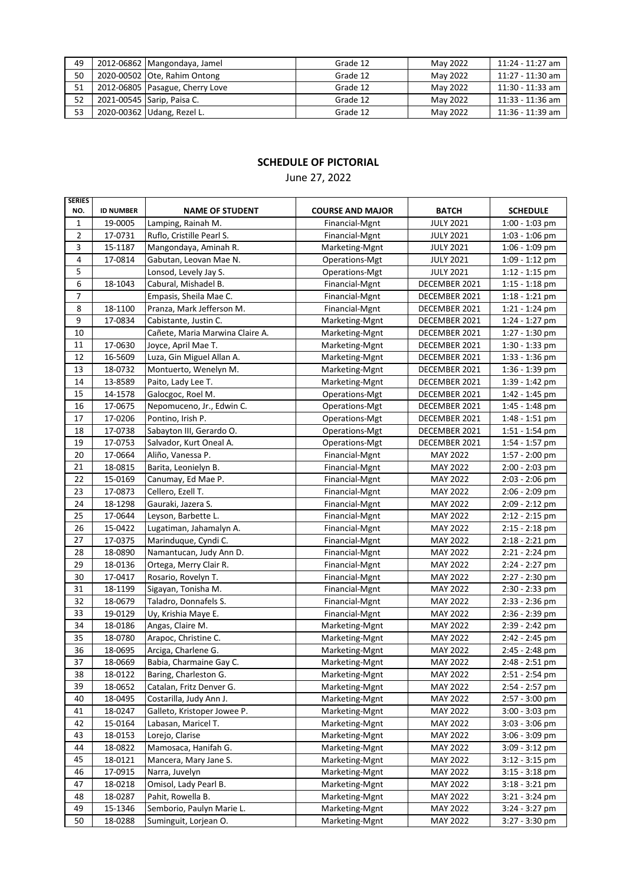| 49 | 2012-06862 | Mangondaya, Jamel | Grade 12 | May 2022 | 11:24 - 11:27 am |
|---|---|---|---|---|---|
| 50 | 2020-00502 | Ote, Rahim Ontong | Grade 12 | May 2022 | 11:27 - 11:30 am |
| 51 | 2012-06805 | Pasague, Cherry Love | Grade 12 | May 2022 | 11:30 - 11:33 am |
| 52 | 2021-00545 | Sarip, Paisa C. | Grade 12 | May 2022 | 11:33 - 11:36 am |
| 53 | 2020-00362 | Udang, Rezel L. | Grade 12 | May 2022 | 11:36 - 11:39 am |

## SCHEDULE OF PICTORIAL

June 27, 2022

| SERIES NO. | ID NUMBER | NAME OF STUDENT | COURSE AND MAJOR | BATCH | SCHEDULE |
|---|---|---|---|---|---|
| 1 | 19-0005 | Lamping, Rainah M. | Financial-Mgnt | JULY 2021 | 1:00 - 1:03 pm |
| 2 | 17-0731 | Ruflo, Cristille Pearl S. | Financial-Mgnt | JULY 2021 | 1:03 - 1:06 pm |
| 3 | 15-1187 | Mangondaya, Aminah R. | Marketing-Mgnt | JULY 2021 | 1:06 - 1:09 pm |
| 4 | 17-0814 | Gabutan, Leovan Mae N. | Operations-Mgt | JULY 2021 | 1:09 - 1:12 pm |
| 5 | | Lonsod, Levely Jay S. | Operations-Mgt | JULY 2021 | 1:12 - 1:15 pm |
| 6 | 18-1043 | Cabural, Mishadel B. | Financial-Mgnt | DECEMBER 2021 | 1:15 - 1:18 pm |
| 7 | | Empasis, Sheila Mae C. | Financial-Mgnt | DECEMBER 2021 | 1:18 - 1:21 pm |
| 8 | 18-1100 | Pranza, Mark Jefferson M. | Financial-Mgnt | DECEMBER 2021 | 1:21 - 1:24 pm |
| 9 | 17-0834 | Cabistante, Justin C. | Marketing-Mgnt | DECEMBER 2021 | 1:24 - 1:27 pm |
| 10 | | Cañete, Maria Marwina Claire A. | Marketing-Mgnt | DECEMBER 2021 | 1:27 - 1:30 pm |
| 11 | 17-0630 | Joyce, April Mae T. | Marketing-Mgnt | DECEMBER 2021 | 1:30 - 1:33 pm |
| 12 | 16-5609 | Luza, Gin Miguel Allan A. | Marketing-Mgnt | DECEMBER 2021 | 1:33 - 1:36 pm |
| 13 | 18-0732 | Montuerto, Wenelyn M. | Marketing-Mgnt | DECEMBER 2021 | 1:36 - 1:39 pm |
| 14 | 13-8589 | Paito, Lady Lee T. | Marketing-Mgnt | DECEMBER 2021 | 1:39 - 1:42 pm |
| 15 | 14-1578 | Galocgoc, Roel M. | Operations-Mgt | DECEMBER 2021 | 1:42 - 1:45 pm |
| 16 | 17-0675 | Nepomuceno, Jr., Edwin C. | Operations-Mgt | DECEMBER 2021 | 1:45 - 1:48 pm |
| 17 | 17-0206 | Pontino, Irish P. | Operations-Mgt | DECEMBER 2021 | 1:48 - 1:51 pm |
| 18 | 17-0738 | Sabayton III, Gerardo O. | Operations-Mgt | DECEMBER 2021 | 1:51 - 1:54 pm |
| 19 | 17-0753 | Salvador, Kurt Oneal A. | Operations-Mgt | DECEMBER 2021 | 1:54 - 1:57 pm |
| 20 | 17-0664 | Aliño, Vanessa P. | Financial-Mgnt | MAY 2022 | 1:57 - 2:00 pm |
| 21 | 18-0815 | Barita, Leonielyn B. | Financial-Mgnt | MAY 2022 | 2:00 - 2:03 pm |
| 22 | 15-0169 | Canumay, Ed Mae P. | Financial-Mgnt | MAY 2022 | 2:03 - 2:06 pm |
| 23 | 17-0873 | Cellero, Ezell T. | Financial-Mgnt | MAY 2022 | 2:06 - 2:09 pm |
| 24 | 18-1298 | Gauraki, Jazera S. | Financial-Mgnt | MAY 2022 | 2:09 - 2:12 pm |
| 25 | 17-0644 | Leyson, Barbette L. | Financial-Mgnt | MAY 2022 | 2:12 - 2:15 pm |
| 26 | 15-0422 | Lugatiman, Jahamalyn A. | Financial-Mgnt | MAY 2022 | 2:15 - 2:18 pm |
| 27 | 17-0375 | Marinduque, Cyndi C. | Financial-Mgnt | MAY 2022 | 2:18 - 2:21 pm |
| 28 | 18-0890 | Namantucan, Judy Ann D. | Financial-Mgnt | MAY 2022 | 2:21 - 2:24 pm |
| 29 | 18-0136 | Ortega, Merry Clair R. | Financial-Mgnt | MAY 2022 | 2:24 - 2:27 pm |
| 30 | 17-0417 | Rosario, Rovelyn T. | Financial-Mgnt | MAY 2022 | 2:27 - 2:30 pm |
| 31 | 18-1199 | Sigayan, Tonisha M. | Financial-Mgnt | MAY 2022 | 2:30 - 2:33 pm |
| 32 | 18-0679 | Taladro, Donnafels S. | Financial-Mgnt | MAY 2022 | 2:33 - 2:36 pm |
| 33 | 19-0129 | Uy, Krishia Maye E. | Financial-Mgnt | MAY 2022 | 2:36 - 2:39 pm |
| 34 | 18-0186 | Angas, Claire M. | Marketing-Mgnt | MAY 2022 | 2:39 - 2:42 pm |
| 35 | 18-0780 | Arapoc, Christine C. | Marketing-Mgnt | MAY 2022 | 2:42 - 2:45 pm |
| 36 | 18-0695 | Arciga, Charlene G. | Marketing-Mgnt | MAY 2022 | 2:45 - 2:48 pm |
| 37 | 18-0669 | Babia, Charmaine Gay C. | Marketing-Mgnt | MAY 2022 | 2:48 - 2:51 pm |
| 38 | 18-0122 | Baring, Charleston G. | Marketing-Mgnt | MAY 2022 | 2:51 - 2:54 pm |
| 39 | 18-0652 | Catalan, Fritz Denver G. | Marketing-Mgnt | MAY 2022 | 2:54 - 2:57 pm |
| 40 | 18-0495 | Costarilla, Judy Ann J. | Marketing-Mgnt | MAY 2022 | 2:57 - 3:00 pm |
| 41 | 18-0247 | Galleto, Kristoper Jowee P. | Marketing-Mgnt | MAY 2022 | 3:00 - 3:03 pm |
| 42 | 15-0164 | Labasan, Maricel T. | Marketing-Mgnt | MAY 2022 | 3:03 - 3:06 pm |
| 43 | 18-0153 | Lorejo, Clarise | Marketing-Mgnt | MAY 2022 | 3:06 - 3:09 pm |
| 44 | 18-0822 | Mamosaca, Hanifah G. | Marketing-Mgnt | MAY 2022 | 3:09 - 3:12 pm |
| 45 | 18-0121 | Mancera, Mary Jane S. | Marketing-Mgnt | MAY 2022 | 3:12 - 3:15 pm |
| 46 | 17-0915 | Narra, Juvelyn | Marketing-Mgnt | MAY 2022 | 3:15 - 3:18 pm |
| 47 | 18-0218 | Omisol, Lady Pearl B. | Marketing-Mgnt | MAY 2022 | 3:18 - 3:21 pm |
| 48 | 18-0287 | Pahit, Rowella B. | Marketing-Mgnt | MAY 2022 | 3:21 - 3:24 pm |
| 49 | 15-1346 | Semborio, Paulyn Marie L. | Marketing-Mgnt | MAY 2022 | 3:24 - 3:27 pm |
| 50 | 18-0288 | Suminguit, Lorjean O. | Marketing-Mgnt | MAY 2022 | 3:27 - 3:30 pm |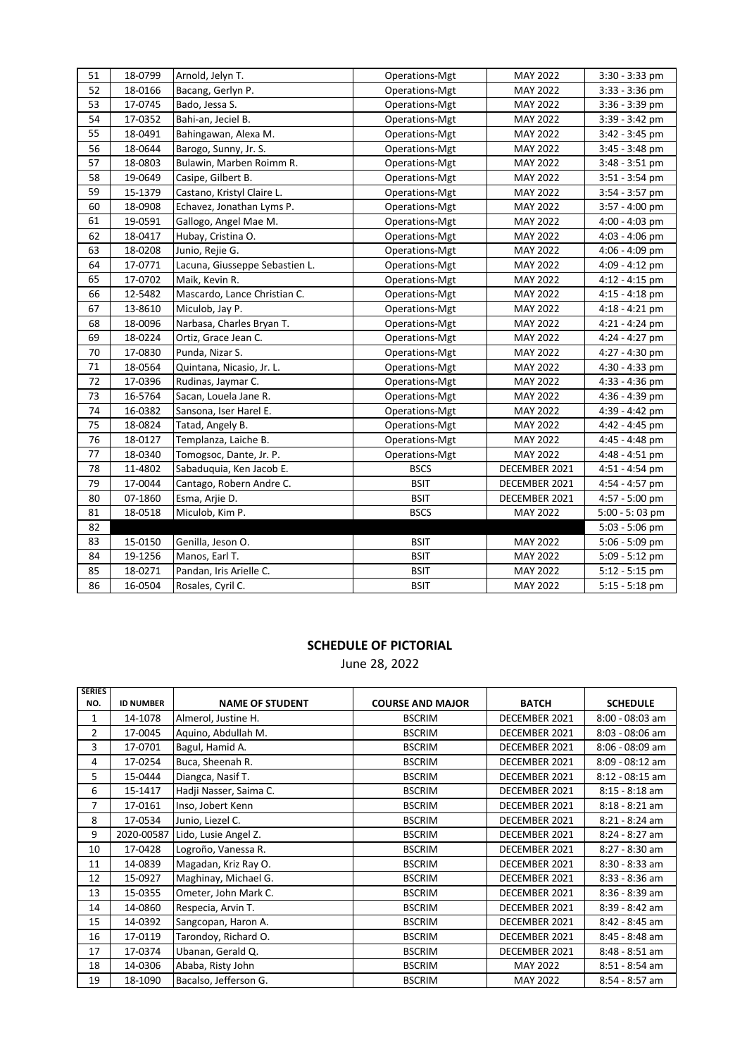| 51 | 18-0799 | Arnold, Jelyn T. | Operations-Mgt | MAY 2022 | 3:30 - 3:33 pm |
|---|---|---|---|---|---|
| 52 | 18-0166 | Bacang, Gerlyn P. | Operations-Mgt | MAY 2022 | 3:33 - 3:36 pm |
| 53 | 17-0745 | Bado, Jessa S. | Operations-Mgt | MAY 2022 | 3:36 - 3:39 pm |
| 54 | 17-0352 | Bahi-an, Jeciel B. | Operations-Mgt | MAY 2022 | 3:39 - 3:42 pm |
| 55 | 18-0491 | Bahingawan, Alexa M. | Operations-Mgt | MAY 2022 | 3:42 - 3:45 pm |
| 56 | 18-0644 | Barogo, Sunny, Jr. S. | Operations-Mgt | MAY 2022 | 3:45 - 3:48 pm |
| 57 | 18-0803 | Bulawin, Marben Roimm R. | Operations-Mgt | MAY 2022 | 3:48 - 3:51 pm |
| 58 | 19-0649 | Casipe, Gilbert B. | Operations-Mgt | MAY 2022 | 3:51 - 3:54 pm |
| 59 | 15-1379 | Castano, Kristyl Claire L. | Operations-Mgt | MAY 2022 | 3:54 - 3:57 pm |
| 60 | 18-0908 | Echavez, Jonathan Lyms P. | Operations-Mgt | MAY 2022 | 3:57 - 4:00 pm |
| 61 | 19-0591 | Gallogo, Angel Mae M. | Operations-Mgt | MAY 2022 | 4:00 - 4:03 pm |
| 62 | 18-0417 | Hubay, Cristina O. | Operations-Mgt | MAY 2022 | 4:03 - 4:06 pm |
| 63 | 18-0208 | Junio, Rejie G. | Operations-Mgt | MAY 2022 | 4:06 - 4:09 pm |
| 64 | 17-0771 | Lacuna, Giusseppe Sebastien L. | Operations-Mgt | MAY 2022 | 4:09 - 4:12 pm |
| 65 | 17-0702 | Maik, Kevin R. | Operations-Mgt | MAY 2022 | 4:12 - 4:15 pm |
| 66 | 12-5482 | Mascardo, Lance Christian C. | Operations-Mgt | MAY 2022 | 4:15 - 4:18 pm |
| 67 | 13-8610 | Miculob, Jay P. | Operations-Mgt | MAY 2022 | 4:18 - 4:21 pm |
| 68 | 18-0096 | Narbasa, Charles Bryan T. | Operations-Mgt | MAY 2022 | 4:21 - 4:24 pm |
| 69 | 18-0224 | Ortiz, Grace Jean C. | Operations-Mgt | MAY 2022 | 4:24 - 4:27 pm |
| 70 | 17-0830 | Punda, Nizar S. | Operations-Mgt | MAY 2022 | 4:27 - 4:30 pm |
| 71 | 18-0564 | Quintana, Nicasio, Jr. L. | Operations-Mgt | MAY 2022 | 4:30 - 4:33 pm |
| 72 | 17-0396 | Rudinas, Jaymar C. | Operations-Mgt | MAY 2022 | 4:33 - 4:36 pm |
| 73 | 16-5764 | Sacan, Louela Jane R. | Operations-Mgt | MAY 2022 | 4:36 - 4:39 pm |
| 74 | 16-0382 | Sansona, Iser Harel E. | Operations-Mgt | MAY 2022 | 4:39 - 4:42 pm |
| 75 | 18-0824 | Tatad, Angely B. | Operations-Mgt | MAY 2022 | 4:42 - 4:45 pm |
| 76 | 18-0127 | Templanza, Laiche B. | Operations-Mgt | MAY 2022 | 4:45 - 4:48 pm |
| 77 | 18-0340 | Tomogsoc, Dante, Jr. P. | Operations-Mgt | MAY 2022 | 4:48 - 4:51 pm |
| 78 | 11-4802 | Sabaduquia, Ken Jacob E. | BSCS | DECEMBER 2021 | 4:51 - 4:54 pm |
| 79 | 17-0044 | Cantago, Robern Andre C. | BSIT | DECEMBER 2021 | 4:54 - 4:57 pm |
| 80 | 07-1860 | Esma, Arjie D. | BSIT | DECEMBER 2021 | 4:57 - 5:00 pm |
| 81 | 18-0518 | Miculob, Kim P. | BSCS | MAY 2022 | 5:00 - 5: 03 pm |
| 82 | | | | | 5:03 - 5:06 pm |
| 83 | 15-0150 | Genilla, Jeson O. | BSIT | MAY 2022 | 5:06 - 5:09 pm |
| 84 | 19-1256 | Manos, Earl T. | BSIT | MAY 2022 | 5:09 - 5:12 pm |
| 85 | 18-0271 | Pandan, Iris Arielle C. | BSIT | MAY 2022 | 5:12 - 5:15 pm |
| 86 | 16-0504 | Rosales, Cyril C. | BSIT | MAY 2022 | 5:15 - 5:18 pm |

## SCHEDULE OF PICTORIAL

June 28, 2022

| SERIES NO. | ID NUMBER | NAME OF STUDENT | COURSE AND MAJOR | BATCH | SCHEDULE |
|---|---|---|---|---|---|
| 1 | 14-1078 | Almerol, Justine H. | BSCRIM | DECEMBER 2021 | 8:00 - 08:03 am |
| 2 | 17-0045 | Aquino, Abdullah M. | BSCRIM | DECEMBER 2021 | 8:03 - 08:06 am |
| 3 | 17-0701 | Bagul, Hamid A. | BSCRIM | DECEMBER 2021 | 8:06 - 08:09 am |
| 4 | 17-0254 | Buca, Sheenah R. | BSCRIM | DECEMBER 2021 | 8:09 - 08:12 am |
| 5 | 15-0444 | Diangca, Nasif T. | BSCRIM | DECEMBER 2021 | 8:12 - 08:15 am |
| 6 | 15-1417 | Hadji Nasser, Saima C. | BSCRIM | DECEMBER 2021 | 8:15 - 8:18 am |
| 7 | 17-0161 | Inso, Jobert Kenn | BSCRIM | DECEMBER 2021 | 8:18 - 8:21 am |
| 8 | 17-0534 | Junio, Liezel C. | BSCRIM | DECEMBER 2021 | 8:21 - 8:24 am |
| 9 | 2020-00587 | Lido, Lusie Angel Z. | BSCRIM | DECEMBER 2021 | 8:24 - 8:27 am |
| 10 | 17-0428 | Logroño, Vanessa R. | BSCRIM | DECEMBER 2021 | 8:27 - 8:30 am |
| 11 | 14-0839 | Magadan, Kriz Ray O. | BSCRIM | DECEMBER 2021 | 8:30 - 8:33 am |
| 12 | 15-0927 | Maghinay, Michael G. | BSCRIM | DECEMBER 2021 | 8:33 - 8:36 am |
| 13 | 15-0355 | Ometer, John Mark C. | BSCRIM | DECEMBER 2021 | 8:36 - 8:39 am |
| 14 | 14-0860 | Respecia, Arvin T. | BSCRIM | DECEMBER 2021 | 8:39 - 8:42 am |
| 15 | 14-0392 | Sangcopan, Haron A. | BSCRIM | DECEMBER 2021 | 8:42 - 8:45 am |
| 16 | 17-0119 | Tarondoy, Richard O. | BSCRIM | DECEMBER 2021 | 8:45 - 8:48 am |
| 17 | 17-0374 | Ubanan, Gerald Q. | BSCRIM | DECEMBER 2021 | 8:48 - 8:51 am |
| 18 | 14-0306 | Ababa, Risty John | BSCRIM | MAY 2022 | 8:51 - 8:54 am |
| 19 | 18-1090 | Bacalso, Jefferson G. | BSCRIM | MAY 2022 | 8:54 - 8:57 am |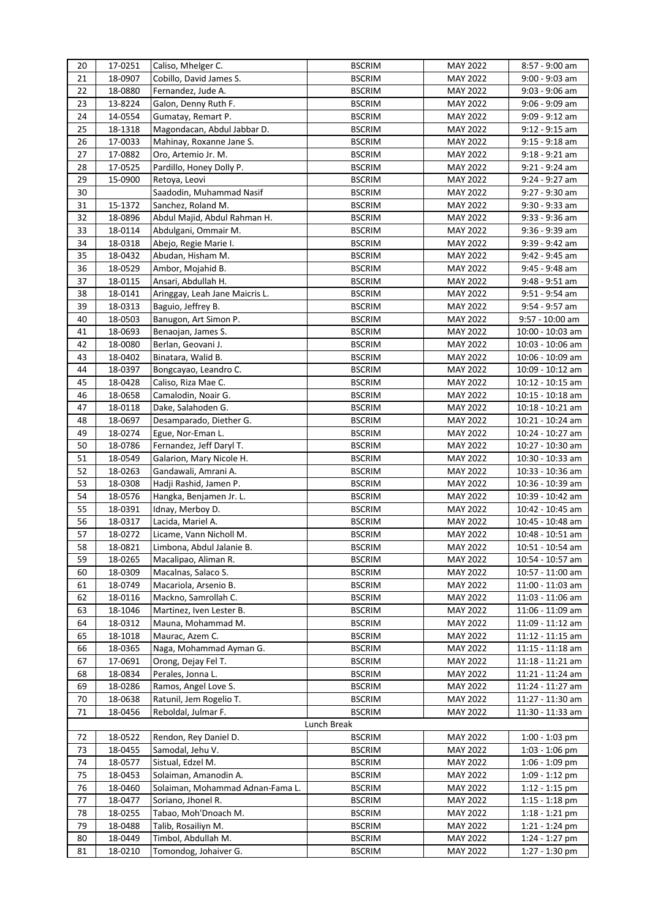| 20 | 17-0251 | Caliso, Mhelger C. | BSCRIM | MAY 2022 | 8:57 - 9:00 am |
|---|---|---|---|---|---|
| 21 | 18-0907 | Cobillo, David James S. | BSCRIM | MAY 2022 | 9:00 - 9:03 am |
| 22 | 18-0880 | Fernandez, Jude A. | BSCRIM | MAY 2022 | 9:03 - 9:06 am |
| 23 | 13-8224 | Galon, Denny Ruth F. | BSCRIM | MAY 2022 | 9:06 - 9:09 am |
| 24 | 14-0554 | Gumatay, Remart P. | BSCRIM | MAY 2022 | 9:09 - 9:12 am |
| 25 | 18-1318 | Magondacan, Abdul Jabbar D. | BSCRIM | MAY 2022 | 9:12 - 9:15 am |
| 26 | 17-0033 | Mahinay, Roxanne Jane S. | BSCRIM | MAY 2022 | 9:15 - 9:18 am |
| 27 | 17-0882 | Oro, Artemio Jr. M. | BSCRIM | MAY 2022 | 9:18 - 9:21 am |
| 28 | 17-0525 | Pardillo, Honey Dolly P. | BSCRIM | MAY 2022 | 9:21 - 9:24 am |
| 29 | 15-0900 | Retoya, Leovi | BSCRIM | MAY 2022 | 9:24 - 9:27 am |
| 30 | | Saadodin, Muhammad Nasif | BSCRIM | MAY 2022 | 9:27 - 9:30 am |
| 31 | 15-1372 | Sanchez, Roland M. | BSCRIM | MAY 2022 | 9:30 - 9:33 am |
| 32 | 18-0896 | Abdul Majid, Abdul Rahman H. | BSCRIM | MAY 2022 | 9:33 - 9:36 am |
| 33 | 18-0114 | Abdulgani, Ommair M. | BSCRIM | MAY 2022 | 9:36 - 9:39 am |
| 34 | 18-0318 | Abejo, Regie Marie I. | BSCRIM | MAY 2022 | 9:39 - 9:42 am |
| 35 | 18-0432 | Abudan, Hisham M. | BSCRIM | MAY 2022 | 9:42 - 9:45 am |
| 36 | 18-0529 | Ambor, Mojahid B. | BSCRIM | MAY 2022 | 9:45 - 9:48 am |
| 37 | 18-0115 | Ansari, Abdullah H. | BSCRIM | MAY 2022 | 9:48 - 9:51 am |
| 38 | 18-0141 | Aringgay, Leah Jane Maicris L. | BSCRIM | MAY 2022 | 9:51 - 9:54 am |
| 39 | 18-0313 | Baguio, Jeffrey B. | BSCRIM | MAY 2022 | 9:54 - 9:57 am |
| 40 | 18-0503 | Banugon, Art Simon P. | BSCRIM | MAY 2022 | 9:57 - 10:00 am |
| 41 | 18-0693 | Benaojan, James S. | BSCRIM | MAY 2022 | 10:00 - 10:03 am |
| 42 | 18-0080 | Berlan, Geovani J. | BSCRIM | MAY 2022 | 10:03 - 10:06 am |
| 43 | 18-0402 | Binatara, Walid B. | BSCRIM | MAY 2022 | 10:06 - 10:09 am |
| 44 | 18-0397 | Bongcayao, Leandro C. | BSCRIM | MAY 2022 | 10:09 - 10:12 am |
| 45 | 18-0428 | Caliso, Riza Mae C. | BSCRIM | MAY 2022 | 10:12 - 10:15 am |
| 46 | 18-0658 | Camalodin, Noair G. | BSCRIM | MAY 2022 | 10:15 - 10:18 am |
| 47 | 18-0118 | Dake, Salahoden G. | BSCRIM | MAY 2022 | 10:18 - 10:21 am |
| 48 | 18-0697 | Desamparado, Diether G. | BSCRIM | MAY 2022 | 10:21 - 10:24 am |
| 49 | 18-0274 | Egue, Nor-Eman L. | BSCRIM | MAY 2022 | 10:24 - 10:27 am |
| 50 | 18-0786 | Fernandez, Jeff Daryl T. | BSCRIM | MAY 2022 | 10:27 - 10:30 am |
| 51 | 18-0549 | Galarion, Mary Nicole H. | BSCRIM | MAY 2022 | 10:30 - 10:33 am |
| 52 | 18-0263 | Gandawali, Amrani A. | BSCRIM | MAY 2022 | 10:33 - 10:36 am |
| 53 | 18-0308 | Hadji Rashid, Jamen P. | BSCRIM | MAY 2022 | 10:36 - 10:39 am |
| 54 | 18-0576 | Hangka, Benjamen Jr. L. | BSCRIM | MAY 2022 | 10:39 - 10:42 am |
| 55 | 18-0391 | Idnay, Merboy D. | BSCRIM | MAY 2022 | 10:42 - 10:45 am |
| 56 | 18-0317 | Lacida, Mariel A. | BSCRIM | MAY 2022 | 10:45 - 10:48 am |
| 57 | 18-0272 | Licame, Vann Nicholl M. | BSCRIM | MAY 2022 | 10:48 - 10:51 am |
| 58 | 18-0821 | Limbona, Abdul Jalanie B. | BSCRIM | MAY 2022 | 10:51 - 10:54 am |
| 59 | 18-0265 | Macalipao, Aliman R. | BSCRIM | MAY 2022 | 10:54 - 10:57 am |
| 60 | 18-0309 | Macalnas, Salaco S. | BSCRIM | MAY 2022 | 10:57 - 11:00 am |
| 61 | 18-0749 | Macariola, Arsenio B. | BSCRIM | MAY 2022 | 11:00 - 11:03 am |
| 62 | 18-0116 | Mackno, Samrollah C. | BSCRIM | MAY 2022 | 11:03 - 11:06 am |
| 63 | 18-1046 | Martinez, Iven Lester B. | BSCRIM | MAY 2022 | 11:06 - 11:09 am |
| 64 | 18-0312 | Mauna, Mohammad M. | BSCRIM | MAY 2022 | 11:09 - 11:12 am |
| 65 | 18-1018 | Maurac, Azem C. | BSCRIM | MAY 2022 | 11:12 - 11:15 am |
| 66 | 18-0365 | Naga, Mohammad Ayman G. | BSCRIM | MAY 2022 | 11:15 - 11:18 am |
| 67 | 17-0691 | Orong, Dejay Fel T. | BSCRIM | MAY 2022 | 11:18 - 11:21 am |
| 68 | 18-0834 | Perales, Jonna L. | BSCRIM | MAY 2022 | 11:21 - 11:24 am |
| 69 | 18-0286 | Ramos, Angel Love S. | BSCRIM | MAY 2022 | 11:24 - 11:27 am |
| 70 | 18-0638 | Ratunil, Jem Rogelio T. | BSCRIM | MAY 2022 | 11:27 - 11:30 am |
| 71 | 18-0456 | Reboldal, Julmar F. | BSCRIM | MAY 2022 | 11:30 - 11:33 am |
| | | | Lunch Break | | |
| 72 | 18-0522 | Rendon, Rey Daniel D. | BSCRIM | MAY 2022 | 1:00 - 1:03 pm |
| 73 | 18-0455 | Samodal, Jehu V. | BSCRIM | MAY 2022 | 1:03 - 1:06 pm |
| 74 | 18-0577 | Sistual, Edzel M. | BSCRIM | MAY 2022 | 1:06 - 1:09 pm |
| 75 | 18-0453 | Solaiman, Amanodin A. | BSCRIM | MAY 2022 | 1:09 - 1:12 pm |
| 76 | 18-0460 | Solaiman, Mohammad Adnan-Fama L. | BSCRIM | MAY 2022 | 1:12 - 1:15 pm |
| 77 | 18-0477 | Soriano, Jhonel R. | BSCRIM | MAY 2022 | 1:15 - 1:18 pm |
| 78 | 18-0255 | Tabao, Moh'Dnoach M. | BSCRIM | MAY 2022 | 1:18 - 1:21 pm |
| 79 | 18-0488 | Talib, Rosailiyn M. | BSCRIM | MAY 2022 | 1:21 - 1:24 pm |
| 80 | 18-0449 | Timbol, Abdullah M. | BSCRIM | MAY 2022 | 1:24 - 1:27 pm |
| 81 | 18-0210 | Tomondog, Johaiver G. | BSCRIM | MAY 2022 | 1:27 - 1:30 pm |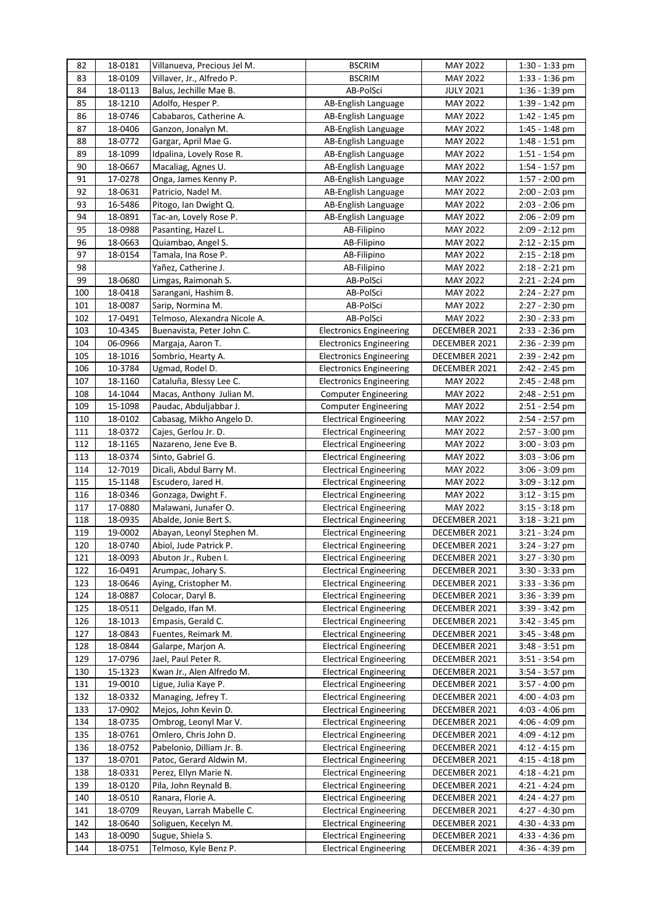| 82 | 18-0181 | Villanueva, Precious Jel M. | BSCRIM | MAY 2022 | 1:30 - 1:33 pm |
|---|---|---|---|---|---|
| 83 | 18-0109 | Villaver, Jr., Alfredo P. | BSCRIM | MAY 2022 | 1:33 - 1:36 pm |
| 84 | 18-0113 | Balus, Jechille Mae B. | AB-PolSci | JULY 2021 | 1:36 - 1:39 pm |
| 85 | 18-1210 | Adolfo, Hesper P. | AB-English Language | MAY 2022 | 1:39 - 1:42 pm |
| 86 | 18-0746 | Cababaros, Catherine A. | AB-English Language | MAY 2022 | 1:42 - 1:45 pm |
| 87 | 18-0406 | Ganzon, Jonalyn M. | AB-English Language | MAY 2022 | 1:45 - 1:48 pm |
| 88 | 18-0772 | Gargar, April Mae G. | AB-English Language | MAY 2022 | 1:48 - 1:51 pm |
| 89 | 18-1099 | Idpalina, Lovely Rose R. | AB-English Language | MAY 2022 | 1:51 - 1:54 pm |
| 90 | 18-0667 | Macaliag, Agnes U. | AB-English Language | MAY 2022 | 1:54 - 1:57 pm |
| 91 | 17-0278 | Onga, James Kenny P. | AB-English Language | MAY 2022 | 1:57 - 2:00 pm |
| 92 | 18-0631 | Patricio, Nadel M. | AB-English Language | MAY 2022 | 2:00 - 2:03 pm |
| 93 | 16-5486 | Pitogo, Ian Dwight Q. | AB-English Language | MAY 2022 | 2:03 - 2:06 pm |
| 94 | 18-0891 | Tac-an, Lovely Rose P. | AB-English Language | MAY 2022 | 2:06 - 2:09 pm |
| 95 | 18-0988 | Pasanting, Hazel L. | AB-Filipino | MAY 2022 | 2:09 - 2:12 pm |
| 96 | 18-0663 | Quiambao, Angel S. | AB-Filipino | MAY 2022 | 2:12 - 2:15 pm |
| 97 | 18-0154 | Tamala, Ina Rose P. | AB-Filipino | MAY 2022 | 2:15 - 2:18 pm |
| 98 | | Yañez, Catherine J. | AB-Filipino | MAY 2022 | 2:18 - 2:21 pm |
| 99 | 18-0680 | Limgas, Raimonah S. | AB-PolSci | MAY 2022 | 2:21 - 2:24 pm |
| 100 | 18-0418 | Sarangani, Hashim B. | AB-PolSci | MAY 2022 | 2:24 - 2:27 pm |
| 101 | 18-0087 | Sarip, Normina M. | AB-PolSci | MAY 2022 | 2:27 - 2:30 pm |
| 102 | 17-0491 | Telmoso, Alexandra Nicole A. | AB-PolSci | MAY 2022 | 2:30 - 2:33 pm |
| 103 | 10-4345 | Buenavista, Peter John C. | Electronics Engineering | DECEMBER 2021 | 2:33 - 2:36 pm |
| 104 | 06-0966 | Margaja, Aaron T. | Electronics Engineering | DECEMBER 2021 | 2:36 - 2:39 pm |
| 105 | 18-1016 | Sombrio, Hearty A. | Electronics Engineering | DECEMBER 2021 | 2:39 - 2:42 pm |
| 106 | 10-3784 | Ugmad, Rodel D. | Electronics Engineering | DECEMBER 2021 | 2:42 - 2:45 pm |
| 107 | 18-1160 | Cataluña, Blessy Lee C. | Electronics Engineering | MAY 2022 | 2:45 - 2:48 pm |
| 108 | 14-1044 | Macas, Anthony Julian M. | Computer Engineering | MAY 2022 | 2:48 - 2:51 pm |
| 109 | 15-1098 | Paudac, Abduljabbar J. | Computer Engineering | MAY 2022 | 2:51 - 2:54 pm |
| 110 | 18-0102 | Cabasag, Mikho Angelo D. | Electrical Engineering | MAY 2022 | 2:54 - 2:57 pm |
| 111 | 18-0372 | Cajes, Gerlou Jr. D. | Electrical Engineering | MAY 2022 | 2:57 - 3:00 pm |
| 112 | 18-1165 | Nazareno, Jene Eve B. | Electrical Engineering | MAY 2022 | 3:00 - 3:03 pm |
| 113 | 18-0374 | Sinto, Gabriel G. | Electrical Engineering | MAY 2022 | 3:03 - 3:06 pm |
| 114 | 12-7019 | Dicali, Abdul Barry M. | Electrical Engineering | MAY 2022 | 3:06 - 3:09 pm |
| 115 | 15-1148 | Escudero, Jared H. | Electrical Engineering | MAY 2022 | 3:09 - 3:12 pm |
| 116 | 18-0346 | Gonzaga, Dwight F. | Electrical Engineering | MAY 2022 | 3:12 - 3:15 pm |
| 117 | 17-0880 | Malawani, Junafer O. | Electrical Engineering | MAY 2022 | 3:15 - 3:18 pm |
| 118 | 18-0935 | Abalde, Jonie Bert S. | Electrical Engineering | DECEMBER 2021 | 3:18 - 3:21 pm |
| 119 | 19-0002 | Abayan, Leonyl Stephen M. | Electrical Engineering | DECEMBER 2021 | 3:21 - 3:24 pm |
| 120 | 18-0740 | Abiol, Jude Patrick P. | Electrical Engineering | DECEMBER 2021 | 3:24 - 3:27 pm |
| 121 | 18-0093 | Abuton Jr., Ruben I. | Electrical Engineering | DECEMBER 2021 | 3:27 - 3:30 pm |
| 122 | 16-0491 | Arumpac, Johary S. | Electrical Engineering | DECEMBER 2021 | 3:30 - 3:33 pm |
| 123 | 18-0646 | Aying, Cristopher M. | Electrical Engineering | DECEMBER 2021 | 3:33 - 3:36 pm |
| 124 | 18-0887 | Colocar, Daryl B. | Electrical Engineering | DECEMBER 2021 | 3:36 - 3:39 pm |
| 125 | 18-0511 | Delgado, Ifan M. | Electrical Engineering | DECEMBER 2021 | 3:39 - 3:42 pm |
| 126 | 18-1013 | Empasis, Gerald C. | Electrical Engineering | DECEMBER 2021 | 3:42 - 3:45 pm |
| 127 | 18-0843 | Fuentes, Reimark M. | Electrical Engineering | DECEMBER 2021 | 3:45 - 3:48 pm |
| 128 | 18-0844 | Galarpe, Marjon A. | Electrical Engineering | DECEMBER 2021 | 3:48 - 3:51 pm |
| 129 | 17-0796 | Jael, Paul Peter R. | Electrical Engineering | DECEMBER 2021 | 3:51 - 3:54 pm |
| 130 | 15-1323 | Kwan Jr., Alen Alfredo M. | Electrical Engineering | DECEMBER 2021 | 3:54 - 3:57 pm |
| 131 | 19-0010 | Ligue, Julia Kaye P. | Electrical Engineering | DECEMBER 2021 | 3:57 - 4:00 pm |
| 132 | 18-0332 | Managing, Jefrey T. | Electrical Engineering | DECEMBER 2021 | 4:00 - 4:03 pm |
| 133 | 17-0902 | Mejos, John Kevin D. | Electrical Engineering | DECEMBER 2021 | 4:03 - 4:06 pm |
| 134 | 18-0735 | Ombrog, Leonyl Mar V. | Electrical Engineering | DECEMBER 2021 | 4:06 - 4:09 pm |
| 135 | 18-0761 | Omlero, Chris John D. | Electrical Engineering | DECEMBER 2021 | 4:09 - 4:12 pm |
| 136 | 18-0752 | Pabelonio, Dilliam Jr. B. | Electrical Engineering | DECEMBER 2021 | 4:12 - 4:15 pm |
| 137 | 18-0701 | Patoc, Gerard Aldwin M. | Electrical Engineering | DECEMBER 2021 | 4:15 - 4:18 pm |
| 138 | 18-0331 | Perez, Ellyn Marie N. | Electrical Engineering | DECEMBER 2021 | 4:18 - 4:21 pm |
| 139 | 18-0120 | Pila, John Reynald B. | Electrical Engineering | DECEMBER 2021 | 4:21 - 4:24 pm |
| 140 | 18-0510 | Ranara, Florie A. | Electrical Engineering | DECEMBER 2021 | 4:24 - 4:27 pm |
| 141 | 18-0709 | Reuyan, Larrah Mabelle C. | Electrical Engineering | DECEMBER 2021 | 4:27 - 4:30 pm |
| 142 | 18-0640 | Soliguen, Kecelyn M. | Electrical Engineering | DECEMBER 2021 | 4:30 - 4:33 pm |
| 143 | 18-0090 | Sugue, Shiela S. | Electrical Engineering | DECEMBER 2021 | 4:33 - 4:36 pm |
| 144 | 18-0751 | Telmoso, Kyle Benz P. | Electrical Engineering | DECEMBER 2021 | 4:36 - 4:39 pm |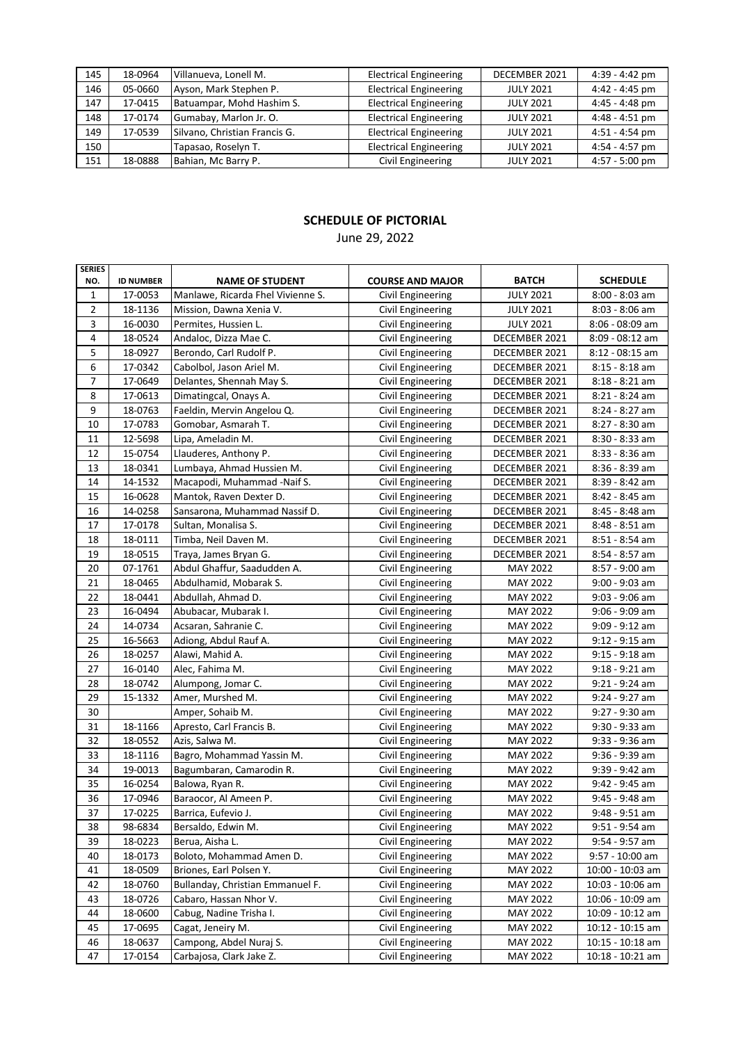| 145 | 18-0964 | Villanueva, Lonell M. | Electrical Engineering | DECEMBER 2021 | 4:39 - 4:42 pm |
|---|---|---|---|---|---|
| 146 | 05-0660 | Ayson, Mark Stephen P. | Electrical Engineering | JULY 2021 | 4:42 - 4:45 pm |
| 147 | 17-0415 | Batuampar, Mohd Hashim S. | Electrical Engineering | JULY 2021 | 4:45 - 4:48 pm |
| 148 | 17-0174 | Gumabay, Marlon Jr. O. | Electrical Engineering | JULY 2021 | 4:48 - 4:51 pm |
| 149 | 17-0539 | Silvano, Christian Francis G. | Electrical Engineering | JULY 2021 | 4:51 - 4:54 pm |
| 150 | | Tapasao, Roselyn T. | Electrical Engineering | JULY 2021 | 4:54 - 4:57 pm |
| 151 | 18-0888 | Bahian, Mc Barry P. | Civil Engineering | JULY 2021 | 4:57 - 5:00 pm |

## SCHEDULE OF PICTORIAL

June 29, 2022

| SERIES NO. | ID NUMBER | NAME OF STUDENT | COURSE AND MAJOR | BATCH | SCHEDULE |
|---|---|---|---|---|---|
| 1 | 17-0053 | Manlawe, Ricarda Fhel Vivienne S. | Civil Engineering | JULY 2021 | 8:00 - 8:03 am |
| 2 | 18-1136 | Mission, Dawna Xenia V. | Civil Engineering | JULY 2021 | 8:03 - 8:06 am |
| 3 | 16-0030 | Permites, Hussien L. | Civil Engineering | JULY 2021 | 8:06 - 08:09 am |
| 4 | 18-0524 | Andaloc, Dizza Mae C. | Civil Engineering | DECEMBER 2021 | 8:09 - 08:12 am |
| 5 | 18-0927 | Berondo, Carl Rudolf P. | Civil Engineering | DECEMBER 2021 | 8:12 - 08:15 am |
| 6 | 17-0342 | Cabolbol, Jason Ariel M. | Civil Engineering | DECEMBER 2021 | 8:15 - 8:18 am |
| 7 | 17-0649 | Delantes, Shennah May S. | Civil Engineering | DECEMBER 2021 | 8:18 - 8:21 am |
| 8 | 17-0613 | Dimatingcal, Onays A. | Civil Engineering | DECEMBER 2021 | 8:21 - 8:24 am |
| 9 | 18-0763 | Faeldin, Mervin Angelou Q. | Civil Engineering | DECEMBER 2021 | 8:24 - 8:27 am |
| 10 | 17-0783 | Gomobar, Asmarah T. | Civil Engineering | DECEMBER 2021 | 8:27 - 8:30 am |
| 11 | 12-5698 | Lipa, Ameladin M. | Civil Engineering | DECEMBER 2021 | 8:30 - 8:33 am |
| 12 | 15-0754 | Llauderes, Anthony P. | Civil Engineering | DECEMBER 2021 | 8:33 - 8:36 am |
| 13 | 18-0341 | Lumbaya, Ahmad Hussien M. | Civil Engineering | DECEMBER 2021 | 8:36 - 8:39 am |
| 14 | 14-1532 | Macapodi, Muhammad -Naif S. | Civil Engineering | DECEMBER 2021 | 8:39 - 8:42 am |
| 15 | 16-0628 | Mantok, Raven Dexter D. | Civil Engineering | DECEMBER 2021 | 8:42 - 8:45 am |
| 16 | 14-0258 | Sansarona, Muhammad Nassif D. | Civil Engineering | DECEMBER 2021 | 8:45 - 8:48 am |
| 17 | 17-0178 | Sultan, Monalisa S. | Civil Engineering | DECEMBER 2021 | 8:48 - 8:51 am |
| 18 | 18-0111 | Timba, Neil Daven M. | Civil Engineering | DECEMBER 2021 | 8:51 - 8:54 am |
| 19 | 18-0515 | Traya, James Bryan G. | Civil Engineering | DECEMBER 2021 | 8:54 - 8:57 am |
| 20 | 07-1761 | Abdul Ghaffur, Saadudden A. | Civil Engineering | MAY 2022 | 8:57 - 9:00 am |
| 21 | 18-0465 | Abdulhamid, Mobarak S. | Civil Engineering | MAY 2022 | 9:00 - 9:03 am |
| 22 | 18-0441 | Abdullah, Ahmad D. | Civil Engineering | MAY 2022 | 9:03 - 9:06 am |
| 23 | 16-0494 | Abubacar, Mubarak I. | Civil Engineering | MAY 2022 | 9:06 - 9:09 am |
| 24 | 14-0734 | Acsaran, Sahranie C. | Civil Engineering | MAY 2022 | 9:09 - 9:12 am |
| 25 | 16-5663 | Adiong, Abdul Rauf A. | Civil Engineering | MAY 2022 | 9:12 - 9:15 am |
| 26 | 18-0257 | Alawi, Mahid A. | Civil Engineering | MAY 2022 | 9:15 - 9:18 am |
| 27 | 16-0140 | Alec, Fahima M. | Civil Engineering | MAY 2022 | 9:18 - 9:21 am |
| 28 | 18-0742 | Alumpong, Jomar C. | Civil Engineering | MAY 2022 | 9:21 - 9:24 am |
| 29 | 15-1332 | Amer, Murshed M. | Civil Engineering | MAY 2022 | 9:24 - 9:27 am |
| 30 | | Amper, Sohaib M. | Civil Engineering | MAY 2022 | 9:27 - 9:30 am |
| 31 | 18-1166 | Apresto, Carl Francis B. | Civil Engineering | MAY 2022 | 9:30 - 9:33 am |
| 32 | 18-0552 | Azis, Salwa M. | Civil Engineering | MAY 2022 | 9:33 - 9:36 am |
| 33 | 18-1116 | Bagro, Mohammad Yassin M. | Civil Engineering | MAY 2022 | 9:36 - 9:39 am |
| 34 | 19-0013 | Bagumbaran, Camarodin R. | Civil Engineering | MAY 2022 | 9:39 - 9:42 am |
| 35 | 16-0254 | Balowa, Ryan R. | Civil Engineering | MAY 2022 | 9:42 - 9:45 am |
| 36 | 17-0946 | Baraocor, Al Ameen P. | Civil Engineering | MAY 2022 | 9:45 - 9:48 am |
| 37 | 17-0225 | Barrica, Eufevio J. | Civil Engineering | MAY 2022 | 9:48 - 9:51 am |
| 38 | 98-6834 | Bersaldo, Edwin M. | Civil Engineering | MAY 2022 | 9:51 - 9:54 am |
| 39 | 18-0223 | Berua, Aisha L. | Civil Engineering | MAY 2022 | 9:54 - 9:57 am |
| 40 | 18-0173 | Boloto, Mohammad Amen D. | Civil Engineering | MAY 2022 | 9:57 - 10:00 am |
| 41 | 18-0509 | Briones, Earl Polsen Y. | Civil Engineering | MAY 2022 | 10:00 - 10:03 am |
| 42 | 18-0760 | Bullanday, Christian Emmanuel F. | Civil Engineering | MAY 2022 | 10:03 - 10:06 am |
| 43 | 18-0726 | Cabaro, Hassan Nhor V. | Civil Engineering | MAY 2022 | 10:06 - 10:09 am |
| 44 | 18-0600 | Cabug, Nadine Trisha I. | Civil Engineering | MAY 2022 | 10:09 - 10:12 am |
| 45 | 17-0695 | Cagat, Jeneiry M. | Civil Engineering | MAY 2022 | 10:12 - 10:15 am |
| 46 | 18-0637 | Campong, Abdel Nuraj S. | Civil Engineering | MAY 2022 | 10:15 - 10:18 am |
| 47 | 17-0154 | Carbajosa, Clark Jake Z. | Civil Engineering | MAY 2022 | 10:18 - 10:21 am |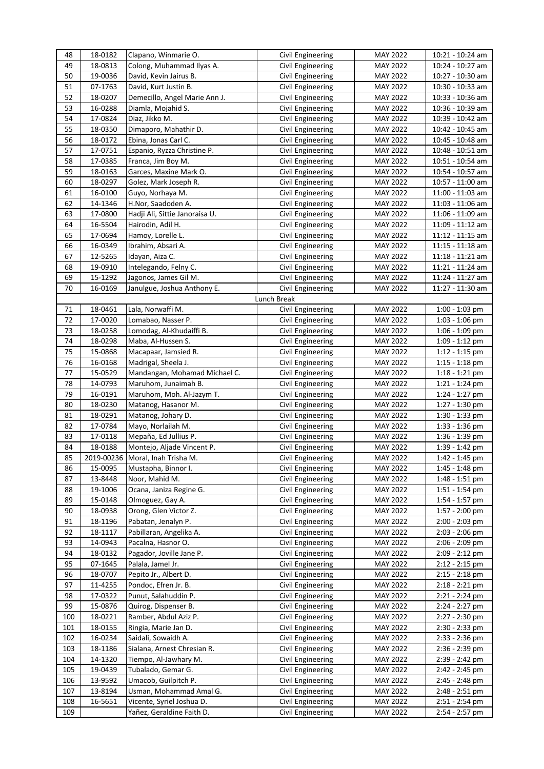| 48 | 18-0182 | Clapano, Winmarie O. | Civil Engineering | MAY 2022 | 10:21 - 10:24 am |
|---|---|---|---|---|---|
| 49 | 18-0813 | Colong, Muhammad Ilyas A. | Civil Engineering | MAY 2022 | 10:24 - 10:27 am |
| 50 | 19-0036 | David, Kevin Jairus B. | Civil Engineering | MAY 2022 | 10:27 - 10:30 am |
| 51 | 07-1763 | David, Kurt Justin B. | Civil Engineering | MAY 2022 | 10:30 - 10:33 am |
| 52 | 18-0207 | Demecillo, Angel Marie Ann J. | Civil Engineering | MAY 2022 | 10:33 - 10:36 am |
| 53 | 16-0288 | Diamla, Mojahid S. | Civil Engineering | MAY 2022 | 10:36 - 10:39 am |
| 54 | 17-0824 | Diaz, Jikko M. | Civil Engineering | MAY 2022 | 10:39 - 10:42 am |
| 55 | 18-0350 | Dimaporo, Mahathir D. | Civil Engineering | MAY 2022 | 10:42 - 10:45 am |
| 56 | 18-0172 | Ebina, Jonas Carl C. | Civil Engineering | MAY 2022 | 10:45 - 10:48 am |
| 57 | 17-0751 | Espanio, Ryzza Christine P. | Civil Engineering | MAY 2022 | 10:48 - 10:51 am |
| 58 | 17-0385 | Franca, Jim Boy M. | Civil Engineering | MAY 2022 | 10:51 - 10:54 am |
| 59 | 18-0163 | Garces, Maxine Mark O. | Civil Engineering | MAY 2022 | 10:54 - 10:57 am |
| 60 | 18-0297 | Golez, Mark Joseph R. | Civil Engineering | MAY 2022 | 10:57 - 11:00 am |
| 61 | 16-0100 | Guyo, Norhaya M. | Civil Engineering | MAY 2022 | 11:00 - 11:03 am |
| 62 | 14-1346 | H.Nor, Saadoden A. | Civil Engineering | MAY 2022 | 11:03 - 11:06 am |
| 63 | 17-0800 | Hadji Ali, Sittie Janoraisa U. | Civil Engineering | MAY 2022 | 11:06 - 11:09 am |
| 64 | 16-5504 | Hairodin, Adil H. | Civil Engineering | MAY 2022 | 11:09 - 11:12 am |
| 65 | 17-0694 | Hamoy, Lorelle L. | Civil Engineering | MAY 2022 | 11:12 - 11:15 am |
| 66 | 16-0349 | Ibrahim, Absari A. | Civil Engineering | MAY 2022 | 11:15 - 11:18 am |
| 67 | 12-5265 | Idayan, Aiza C. | Civil Engineering | MAY 2022 | 11:18 - 11:21 am |
| 68 | 19-0910 | Intelegando, Felny C. | Civil Engineering | MAY 2022 | 11:21 - 11:24 am |
| 69 | 15-1292 | Jagonos, James Gil M. | Civil Engineering | MAY 2022 | 11:24 - 11:27 am |
| 70 | 16-0169 | Janulgue, Joshua Anthony E. | Civil Engineering | MAY 2022 | 11:27 - 11:30 am |
| | | | Lunch Break | | |
| 71 | 18-0461 | Lala, Norwaffi M. | Civil Engineering | MAY 2022 | 1:00 - 1:03 pm |
| 72 | 17-0020 | Lombabao, Nasser P. | Civil Engineering | MAY 2022 | 1:03 - 1:06 pm |
| 73 | 18-0258 | Lomodag, Al-Khudaiffi B. | Civil Engineering | MAY 2022 | 1:06 - 1:09 pm |
| 74 | 18-0298 | Maba, Al-Hussen S. | Civil Engineering | MAY 2022 | 1:09 - 1:12 pm |
| 75 | 15-0868 | Macapaar, Jamsied R. | Civil Engineering | MAY 2022 | 1:12 - 1:15 pm |
| 76 | 16-0168 | Madrigal, Sheela J. | Civil Engineering | MAY 2022 | 1:15 - 1:18 pm |
| 77 | 15-0529 | Mandangan, Mohamad Michael C. | Civil Engineering | MAY 2022 | 1:18 - 1:21 pm |
| 78 | 14-0793 | Maruhom, Junaimah B. | Civil Engineering | MAY 2022 | 1:21 - 1:24 pm |
| 79 | 16-0191 | Maruhom, Moh. Al-Jazym T. | Civil Engineering | MAY 2022 | 1:24 - 1:27 pm |
| 80 | 18-0230 | Matanog, Hasanor M. | Civil Engineering | MAY 2022 | 1:27 - 1:30 pm |
| 81 | 18-0291 | Matanog, Johary D. | Civil Engineering | MAY 2022 | 1:30 - 1:33 pm |
| 82 | 17-0784 | Mayo, Norlailah M. | Civil Engineering | MAY 2022 | 1:33 - 1:36 pm |
| 83 | 17-0118 | Mepaña, Ed Jullius P. | Civil Engineering | MAY 2022 | 1:36 - 1:39 pm |
| 84 | 18-0188 | Montejo, Aljade Vincent P. | Civil Engineering | MAY 2022 | 1:39 - 1:42 pm |
| 85 | 2019-00236 | Moral, Inah Trisha M. | Civil Engineering | MAY 2022 | 1:42 - 1:45 pm |
| 86 | 15-0095 | Mustapha, Binnor I. | Civil Engineering | MAY 2022 | 1:45 - 1:48 pm |
| 87 | 13-8448 | Noor, Mahid M. | Civil Engineering | MAY 2022 | 1:48 - 1:51 pm |
| 88 | 19-1006 | Ocana, Janiza Regine G. | Civil Engineering | MAY 2022 | 1:51 - 1:54 pm |
| 89 | 15-0148 | Olmoguez, Gay A. | Civil Engineering | MAY 2022 | 1:54 - 1:57 pm |
| 90 | 18-0938 | Orong, Glen Victor Z. | Civil Engineering | MAY 2022 | 1:57 - 2:00 pm |
| 91 | 18-1196 | Pabatan, Jenalyn P. | Civil Engineering | MAY 2022 | 2:00 - 2:03 pm |
| 92 | 18-1117 | Pabillaran, Angelika A. | Civil Engineering | MAY 2022 | 2:03 - 2:06 pm |
| 93 | 14-0943 | Pacalna, Hasnor O. | Civil Engineering | MAY 2022 | 2:06 - 2:09 pm |
| 94 | 18-0132 | Pagador, Joville Jane P. | Civil Engineering | MAY 2022 | 2:09 - 2:12 pm |
| 95 | 07-1645 | Palala, Jamel Jr. | Civil Engineering | MAY 2022 | 2:12 - 2:15 pm |
| 96 | 18-0707 | Pepito Jr., Albert D. | Civil Engineering | MAY 2022 | 2:15 - 2:18 pm |
| 97 | 11-4255 | Pondoc, Efren Jr. B. | Civil Engineering | MAY 2022 | 2:18 - 2:21 pm |
| 98 | 17-0322 | Punut, Salahuddin P. | Civil Engineering | MAY 2022 | 2:21 - 2:24 pm |
| 99 | 15-0876 | Quirog, Dispenser B. | Civil Engineering | MAY 2022 | 2:24 - 2:27 pm |
| 100 | 18-0221 | Ramber, Abdul Aziz P. | Civil Engineering | MAY 2022 | 2:27 - 2:30 pm |
| 101 | 18-0155 | Ringia, Marie Jan D. | Civil Engineering | MAY 2022 | 2:30 - 2:33 pm |
| 102 | 16-0234 | Saidali, Sowaidh A. | Civil Engineering | MAY 2022 | 2:33 - 2:36 pm |
| 103 | 18-1186 | Sialana, Arnest Chresian R. | Civil Engineering | MAY 2022 | 2:36 - 2:39 pm |
| 104 | 14-1320 | Tiempo, Al-Jawhary M. | Civil Engineering | MAY 2022 | 2:39 - 2:42 pm |
| 105 | 19-0439 | Tubalado, Gemar G. | Civil Engineering | MAY 2022 | 2:42 - 2:45 pm |
| 106 | 13-9592 | Umacob, Guilpitch P. | Civil Engineering | MAY 2022 | 2:45 - 2:48 pm |
| 107 | 13-8194 | Usman, Mohammad Amal G. | Civil Engineering | MAY 2022 | 2:48 - 2:51 pm |
| 108 | 16-5651 | Vicente, Syriel Joshua D. | Civil Engineering | MAY 2022 | 2:51 - 2:54 pm |
| 109 | | Yañez, Geraldine Faith D. | Civil Engineering | MAY 2022 | 2:54 - 2:57 pm |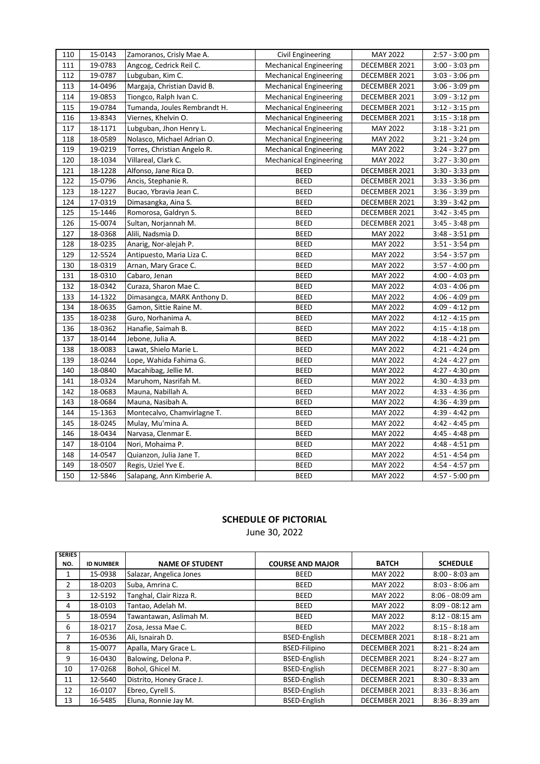| 110 | 15-0143 | Zamoranos, Crisly Mae A. | Civil Engineering | MAY 2022 | 2:57 - 3:00 pm |
|---|---|---|---|---|---|
| 111 | 19-0783 | Angcog, Cedrick Reil C. | Mechanical Engineering | DECEMBER 2021 | 3:00 - 3:03 pm |
| 112 | 19-0787 | Lubguban, Kim C. | Mechanical Engineering | DECEMBER 2021 | 3:03 - 3:06 pm |
| 113 | 14-0496 | Margaja, Christian David B. | Mechanical Engineering | DECEMBER 2021 | 3:06 - 3:09 pm |
| 114 | 19-0853 | Tiongco, Ralph Ivan C. | Mechanical Engineering | DECEMBER 2021 | 3:09 - 3:12 pm |
| 115 | 19-0784 | Tumanda, Joules Rembrandt H. | Mechanical Engineering | DECEMBER 2021 | 3:12 - 3:15 pm |
| 116 | 13-8343 | Viernes, Khelvin O. | Mechanical Engineering | DECEMBER 2021 | 3:15 - 3:18 pm |
| 117 | 18-1171 | Lubguban, Jhon Henry L. | Mechanical Engineering | MAY 2022 | 3:18 - 3:21 pm |
| 118 | 18-0589 | Nolasco, Michael Adrian O. | Mechanical Engineering | MAY 2022 | 3:21 - 3:24 pm |
| 119 | 19-0219 | Torres, Christian Angelo R. | Mechanical Engineering | MAY 2022 | 3:24 - 3:27 pm |
| 120 | 18-1034 | Villareal, Clark C. | Mechanical Engineering | MAY 2022 | 3:27 - 3:30 pm |
| 121 | 18-1228 | Alfonso, Jane Rica D. | BEED | DECEMBER 2021 | 3:30 - 3:33 pm |
| 122 | 15-0796 | Ancis, Stephanie R. | BEED | DECEMBER 2021 | 3:33 - 3:36 pm |
| 123 | 18-1227 | Bucao, Ybravia Jean C. | BEED | DECEMBER 2021 | 3:36 - 3:39 pm |
| 124 | 17-0319 | Dimasangka, Aina S. | BEED | DECEMBER 2021 | 3:39 - 3:42 pm |
| 125 | 15-1446 | Romorosa, Galdryn S. | BEED | DECEMBER 2021 | 3:42 - 3:45 pm |
| 126 | 15-0074 | Sultan, Norjannah M. | BEED | DECEMBER 2021 | 3:45 - 3:48 pm |
| 127 | 18-0368 | Alili, Nadsmia D. | BEED | MAY 2022 | 3:48 - 3:51 pm |
| 128 | 18-0235 | Anarig, Nor-alejah P. | BEED | MAY 2022 | 3:51 - 3:54 pm |
| 129 | 12-5524 | Antipuesto, Maria Liza C. | BEED | MAY 2022 | 3:54 - 3:57 pm |
| 130 | 18-0319 | Arnan, Mary Grace C. | BEED | MAY 2022 | 3:57 - 4:00 pm |
| 131 | 18-0310 | Cabaro, Jenan | BEED | MAY 2022 | 4:00 - 4:03 pm |
| 132 | 18-0342 | Curaza, Sharon Mae C. | BEED | MAY 2022 | 4:03 - 4:06 pm |
| 133 | 14-1322 | Dimasangca, MARK Anthony D. | BEED | MAY 2022 | 4:06 - 4:09 pm |
| 134 | 18-0635 | Gamon, Sittie Raine M. | BEED | MAY 2022 | 4:09 - 4:12 pm |
| 135 | 18-0238 | Guro, Norhanima A. | BEED | MAY 2022 | 4:12 - 4:15 pm |
| 136 | 18-0362 | Hanafie, Saimah B. | BEED | MAY 2022 | 4:15 - 4:18 pm |
| 137 | 18-0144 | Jebone, Julia A. | BEED | MAY 2022 | 4:18 - 4:21 pm |
| 138 | 18-0083 | Lawat, Shielo Marie L. | BEED | MAY 2022 | 4:21 - 4:24 pm |
| 139 | 18-0244 | Lope, Wahida Fahima G. | BEED | MAY 2022 | 4:24 - 4:27 pm |
| 140 | 18-0840 | Macahibag, Jellie M. | BEED | MAY 2022 | 4:27 - 4:30 pm |
| 141 | 18-0324 | Maruhom, Nasrifah M. | BEED | MAY 2022 | 4:30 - 4:33 pm |
| 142 | 18-0683 | Mauna, Nabillah A. | BEED | MAY 2022 | 4:33 - 4:36 pm |
| 143 | 18-0684 | Mauna, Nasibah A. | BEED | MAY 2022 | 4:36 - 4:39 pm |
| 144 | 15-1363 | Montecalvo, Chamvirlagne T. | BEED | MAY 2022 | 4:39 - 4:42 pm |
| 145 | 18-0245 | Mulay, Mu'mina A. | BEED | MAY 2022 | 4:42 - 4:45 pm |
| 146 | 18-0434 | Narvasa, Clenmar E. | BEED | MAY 2022 | 4:45 - 4:48 pm |
| 147 | 18-0104 | Nori, Mohaima P. | BEED | MAY 2022 | 4:48 - 4:51 pm |
| 148 | 14-0547 | Quianzon, Julia Jane T. | BEED | MAY 2022 | 4:51 - 4:54 pm |
| 149 | 18-0507 | Regis, Uziel Yve E. | BEED | MAY 2022 | 4:54 - 4:57 pm |
| 150 | 12-5846 | Salapang, Ann Kimberie A. | BEED | MAY 2022 | 4:57 - 5:00 pm |

## SCHEDULE OF PICTORIAL

June 30, 2022

| SERIES NO. | ID NUMBER | NAME OF STUDENT | COURSE AND MAJOR | BATCH | SCHEDULE |
|---|---|---|---|---|---|
| 1 | 15-0938 | Salazar, Angelica Jones | BEED | MAY 2022 | 8:00 - 8:03 am |
| 2 | 18-0203 | Suba, Amrina C. | BEED | MAY 2022 | 8:03 - 8:06 am |
| 3 | 12-5192 | Tanghal, Clair Rizza R. | BEED | MAY 2022 | 8:06 - 08:09 am |
| 4 | 18-0103 | Tantao, Adelah M. | BEED | MAY 2022 | 8:09 - 08:12 am |
| 5 | 18-0594 | Tawantawan, Aslimah M. | BEED | MAY 2022 | 8:12 - 08:15 am |
| 6 | 18-0217 | Zosa, Jessa Mae C. | BEED | MAY 2022 | 8:15 - 8:18 am |
| 7 | 16-0536 | Ali, Isnairah D. | BSED-English | DECEMBER 2021 | 8:18 - 8:21 am |
| 8 | 15-0077 | Apalla, Mary Grace L. | BSED-Filipino | DECEMBER 2021 | 8:21 - 8:24 am |
| 9 | 16-0430 | Balowing, Delona P. | BSED-English | DECEMBER 2021 | 8:24 - 8:27 am |
| 10 | 17-0268 | Bohol, Ghicel M. | BSED-English | DECEMBER 2021 | 8:27 - 8:30 am |
| 11 | 12-5640 | Distrito, Honey Grace J. | BSED-English | DECEMBER 2021 | 8:30 - 8:33 am |
| 12 | 16-0107 | Ebreo, Cyrell S. | BSED-English | DECEMBER 2021 | 8:33 - 8:36 am |
| 13 | 16-5485 | Eluna, Ronnie Jay M. | BSED-English | DECEMBER 2021 | 8:36 - 8:39 am |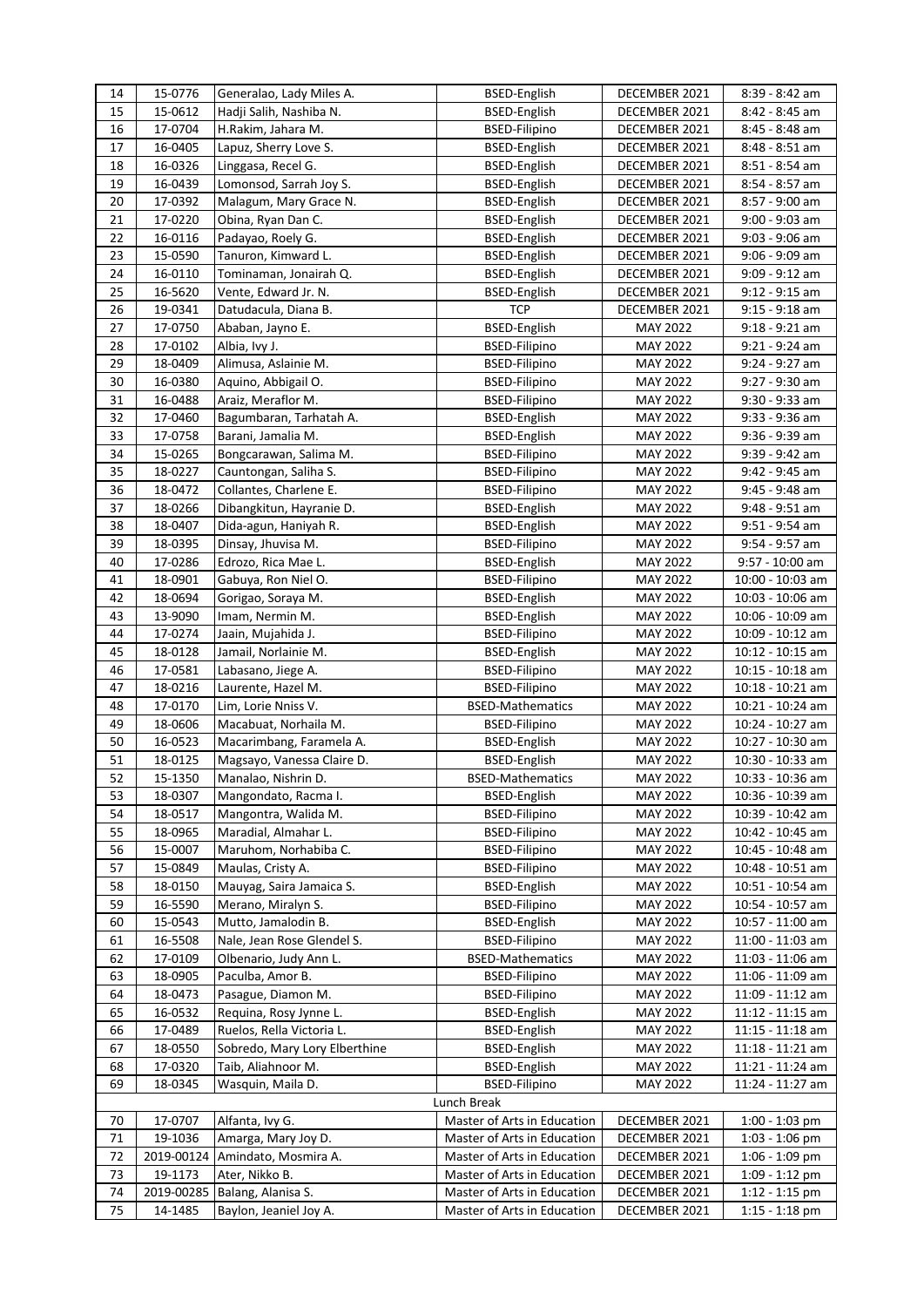| 14 | 15-0776 | Generalao, Lady Miles A. | BSED-English | DECEMBER 2021 | 8:39 - 8:42 am |
|---|---|---|---|---|---|
| 15 | 15-0612 | Hadji Salih, Nashiba N. | BSED-English | DECEMBER 2021 | 8:42 - 8:45 am |
| 16 | 17-0704 | H.Rakim, Jahara M. | BSED-Filipino | DECEMBER 2021 | 8:45 - 8:48 am |
| 17 | 16-0405 | Lapuz, Sherry Love S. | BSED-English | DECEMBER 2021 | 8:48 - 8:51 am |
| 18 | 16-0326 | Linggasa, Recel G. | BSED-English | DECEMBER 2021 | 8:51 - 8:54 am |
| 19 | 16-0439 | Lomonsod, Sarrah Joy S. | BSED-English | DECEMBER 2021 | 8:54 - 8:57 am |
| 20 | 17-0392 | Malagum, Mary Grace N. | BSED-English | DECEMBER 2021 | 8:57 - 9:00 am |
| 21 | 17-0220 | Obina, Ryan Dan C. | BSED-English | DECEMBER 2021 | 9:00 - 9:03 am |
| 22 | 16-0116 | Padayao, Roely G. | BSED-English | DECEMBER 2021 | 9:03 - 9:06 am |
| 23 | 15-0590 | Tanuron, Kimward L. | BSED-English | DECEMBER 2021 | 9:06 - 9:09 am |
| 24 | 16-0110 | Tominaman, Jonairah Q. | BSED-English | DECEMBER 2021 | 9:09 - 9:12 am |
| 25 | 16-5620 | Vente, Edward Jr. N. | BSED-English | DECEMBER 2021 | 9:12 - 9:15 am |
| 26 | 19-0341 | Datudacula, Diana B. | TCP | DECEMBER 2021 | 9:15 - 9:18 am |
| 27 | 17-0750 | Ababan, Jayno E. | BSED-English | MAY 2022 | 9:18 - 9:21 am |
| 28 | 17-0102 | Albia, Ivy J. | BSED-Filipino | MAY 2022 | 9:21 - 9:24 am |
| 29 | 18-0409 | Alimusa, Aslainie M. | BSED-Filipino | MAY 2022 | 9:24 - 9:27 am |
| 30 | 16-0380 | Aquino, Abbigail O. | BSED-Filipino | MAY 2022 | 9:27 - 9:30 am |
| 31 | 16-0488 | Araiz, Meraflor M. | BSED-Filipino | MAY 2022 | 9:30 - 9:33 am |
| 32 | 17-0460 | Bagumbaran, Tarhatah A. | BSED-English | MAY 2022 | 9:33 - 9:36 am |
| 33 | 17-0758 | Barani, Jamalia M. | BSED-English | MAY 2022 | 9:36 - 9:39 am |
| 34 | 15-0265 | Bongcarawan, Salima M. | BSED-Filipino | MAY 2022 | 9:39 - 9:42 am |
| 35 | 18-0227 | Cauntongan, Saliha S. | BSED-Filipino | MAY 2022 | 9:42 - 9:45 am |
| 36 | 18-0472 | Collantes, Charlene E. | BSED-Filipino | MAY 2022 | 9:45 - 9:48 am |
| 37 | 18-0266 | Dibangkitun, Hayranie D. | BSED-English | MAY 2022 | 9:48 - 9:51 am |
| 38 | 18-0407 | Dida-agun, Haniyah R. | BSED-English | MAY 2022 | 9:51 - 9:54 am |
| 39 | 18-0395 | Dinsay, Jhuvisa M. | BSED-Filipino | MAY 2022 | 9:54 - 9:57 am |
| 40 | 17-0286 | Edrozo, Rica Mae L. | BSED-English | MAY 2022 | 9:57 - 10:00 am |
| 41 | 18-0901 | Gabuya, Ron Niel O. | BSED-Filipino | MAY 2022 | 10:00 - 10:03 am |
| 42 | 18-0694 | Gorigao, Soraya M. | BSED-English | MAY 2022 | 10:03 - 10:06 am |
| 43 | 13-9090 | Imam, Nermin M. | BSED-English | MAY 2022 | 10:06 - 10:09 am |
| 44 | 17-0274 | Jaain, Mujahida J. | BSED-Filipino | MAY 2022 | 10:09 - 10:12 am |
| 45 | 18-0128 | Jamail, Norlainie M. | BSED-English | MAY 2022 | 10:12 - 10:15 am |
| 46 | 17-0581 | Labasano, Jiege A. | BSED-Filipino | MAY 2022 | 10:15 - 10:18 am |
| 47 | 18-0216 | Laurente, Hazel M. | BSED-Filipino | MAY 2022 | 10:18 - 10:21 am |
| 48 | 17-0170 | Lim, Lorie Nniss V. | BSED-Mathematics | MAY 2022 | 10:21 - 10:24 am |
| 49 | 18-0606 | Macabuat, Norhaila M. | BSED-Filipino | MAY 2022 | 10:24 - 10:27 am |
| 50 | 16-0523 | Macarimbang, Faramela A. | BSED-English | MAY 2022 | 10:27 - 10:30 am |
| 51 | 18-0125 | Magsayo, Vanessa Claire D. | BSED-English | MAY 2022 | 10:30 - 10:33 am |
| 52 | 15-1350 | Manalao, Nishrin D. | BSED-Mathematics | MAY 2022 | 10:33 - 10:36 am |
| 53 | 18-0307 | Mangondato, Racma I. | BSED-English | MAY 2022 | 10:36 - 10:39 am |
| 54 | 18-0517 | Mangontra, Walida M. | BSED-Filipino | MAY 2022 | 10:39 - 10:42 am |
| 55 | 18-0965 | Maradial, Almahar L. | BSED-Filipino | MAY 2022 | 10:42 - 10:45 am |
| 56 | 15-0007 | Maruhom, Norhabiba C. | BSED-Filipino | MAY 2022 | 10:45 - 10:48 am |
| 57 | 15-0849 | Maulas, Cristy A. | BSED-Filipino | MAY 2022 | 10:48 - 10:51 am |
| 58 | 18-0150 | Mauyag, Saira Jamaica S. | BSED-English | MAY 2022 | 10:51 - 10:54 am |
| 59 | 16-5590 | Merano, Miralyn S. | BSED-Filipino | MAY 2022 | 10:54 - 10:57 am |
| 60 | 15-0543 | Mutto, Jamalodin B. | BSED-English | MAY 2022 | 10:57 - 11:00 am |
| 61 | 16-5508 | Nale, Jean Rose Glendel S. | BSED-Filipino | MAY 2022 | 11:00 - 11:03 am |
| 62 | 17-0109 | Olbenario, Judy Ann L. | BSED-Mathematics | MAY 2022 | 11:03 - 11:06 am |
| 63 | 18-0905 | Paculba, Amor B. | BSED-Filipino | MAY 2022 | 11:06 - 11:09 am |
| 64 | 18-0473 | Pasague, Diamon M. | BSED-Filipino | MAY 2022 | 11:09 - 11:12 am |
| 65 | 16-0532 | Requina, Rosy Jynne L. | BSED-English | MAY 2022 | 11:12 - 11:15 am |
| 66 | 17-0489 | Ruelos, Rella Victoria L. | BSED-English | MAY 2022 | 11:15 - 11:18 am |
| 67 | 18-0550 | Sobredo, Mary Lory Elberthine | BSED-English | MAY 2022 | 11:18 - 11:21 am |
| 68 | 17-0320 | Taib, Aliahnoor M. | BSED-English | MAY 2022 | 11:21 - 11:24 am |
| 69 | 18-0345 | Wasquin, Maila D. | BSED-Filipino | MAY 2022 | 11:24 - 11:27 am |
| | | | Lunch Break | | |
| 70 | 17-0707 | Alfanta, Ivy G. | Master of Arts in Education | DECEMBER 2021 | 1:00 - 1:03 pm |
| 71 | 19-1036 | Amarga, Mary Joy D. | Master of Arts in Education | DECEMBER 2021 | 1:03 - 1:06 pm |
| 72 | 2019-00124 | Amindato, Mosmira A. | Master of Arts in Education | DECEMBER 2021 | 1:06 - 1:09 pm |
| 73 | 19-1173 | Ater, Nikko B. | Master of Arts in Education | DECEMBER 2021 | 1:09 - 1:12 pm |
| 74 | 2019-00285 | Balang, Alanisa S. | Master of Arts in Education | DECEMBER 2021 | 1:12 - 1:15 pm |
| 75 | 14-1485 | Baylon, Jeaniel Joy A. | Master of Arts in Education | DECEMBER 2021 | 1:15 - 1:18 pm |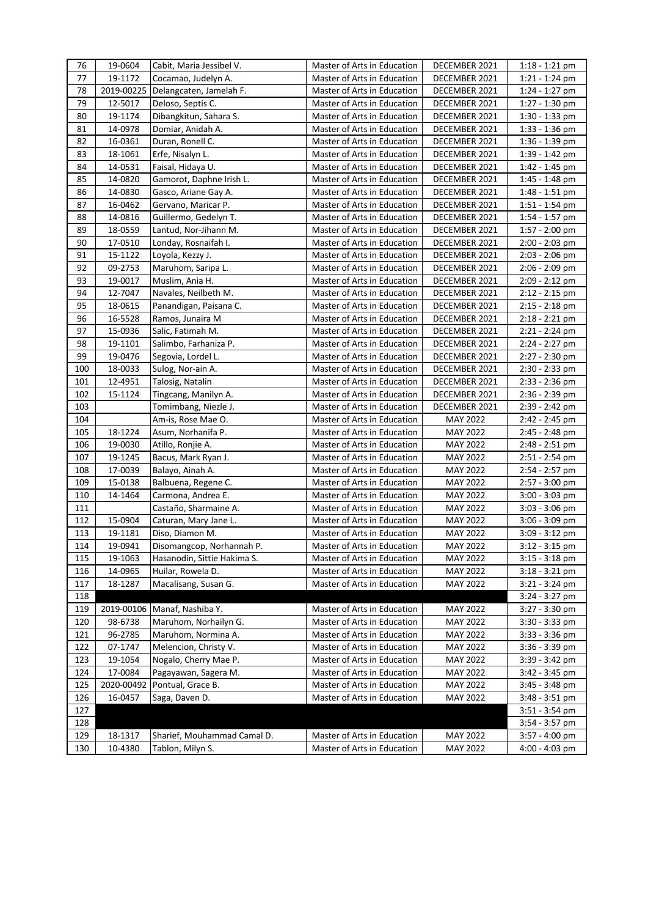| | | | | | |
|---|---|---|---|---|---|
| 76 | 19-0604 | Cabit, Maria Jessibel V. | Master of Arts in Education | DECEMBER 2021 | 1:18 - 1:21 pm |
| 77 | 19-1172 | Cocamao, Judelyn A. | Master of Arts in Education | DECEMBER 2021 | 1:21 - 1:24 pm |
| 78 | 2019-00225 | Delangcaten, Jamelah F. | Master of Arts in Education | DECEMBER 2021 | 1:24 - 1:27 pm |
| 79 | 12-5017 | Deloso, Septis C. | Master of Arts in Education | DECEMBER 2021 | 1:27 - 1:30 pm |
| 80 | 19-1174 | Dibangkitun, Sahara S. | Master of Arts in Education | DECEMBER 2021 | 1:30 - 1:33 pm |
| 81 | 14-0978 | Domiar, Anidah A. | Master of Arts in Education | DECEMBER 2021 | 1:33 - 1:36 pm |
| 82 | 16-0361 | Duran, Ronell C. | Master of Arts in Education | DECEMBER 2021 | 1:36 - 1:39 pm |
| 83 | 18-1061 | Erfe, Nisalyn L. | Master of Arts in Education | DECEMBER 2021 | 1:39 - 1:42 pm |
| 84 | 14-0531 | Faisal, Hidaya U. | Master of Arts in Education | DECEMBER 2021 | 1:42 - 1:45 pm |
| 85 | 14-0820 | Gamorot, Daphne Irish L. | Master of Arts in Education | DECEMBER 2021 | 1:45 - 1:48 pm |
| 86 | 14-0830 | Gasco, Ariane Gay A. | Master of Arts in Education | DECEMBER 2021 | 1:48 - 1:51 pm |
| 87 | 16-0462 | Gervano, Maricar P. | Master of Arts in Education | DECEMBER 2021 | 1:51 - 1:54 pm |
| 88 | 14-0816 | Guillermo, Gedelyn T. | Master of Arts in Education | DECEMBER 2021 | 1:54 - 1:57 pm |
| 89 | 18-0559 | Lantud, Nor-Jihann M. | Master of Arts in Education | DECEMBER 2021 | 1:57 - 2:00 pm |
| 90 | 17-0510 | Londay, Rosnaifah I. | Master of Arts in Education | DECEMBER 2021 | 2:00 - 2:03 pm |
| 91 | 15-1122 | Loyola, Kezzy J. | Master of Arts in Education | DECEMBER 2021 | 2:03 - 2:06 pm |
| 92 | 09-2753 | Maruhom, Saripa L. | Master of Arts in Education | DECEMBER 2021 | 2:06 - 2:09 pm |
| 93 | 19-0017 | Muslim, Ania H. | Master of Arts in Education | DECEMBER 2021 | 2:09 - 2:12 pm |
| 94 | 12-7047 | Navales, Neilbeth M. | Master of Arts in Education | DECEMBER 2021 | 2:12 - 2:15 pm |
| 95 | 18-0615 | Panandigan, Paisana C. | Master of Arts in Education | DECEMBER 2021 | 2:15 - 2:18 pm |
| 96 | 16-5528 | Ramos, Junaira M | Master of Arts in Education | DECEMBER 2021 | 2:18 - 2:21 pm |
| 97 | 15-0936 | Salic, Fatimah M. | Master of Arts in Education | DECEMBER 2021 | 2:21 - 2:24 pm |
| 98 | 19-1101 | Salimbo, Farhaniza P. | Master of Arts in Education | DECEMBER 2021 | 2:24 - 2:27 pm |
| 99 | 19-0476 | Segovia, Lordel L. | Master of Arts in Education | DECEMBER 2021 | 2:27 - 2:30 pm |
| 100 | 18-0033 | Sulog, Nor-ain A. | Master of Arts in Education | DECEMBER 2021 | 2:30 - 2:33 pm |
| 101 | 12-4951 | Talosig, Natalin | Master of Arts in Education | DECEMBER 2021 | 2:33 - 2:36 pm |
| 102 | 15-1124 | Tingcang, Manilyn A. | Master of Arts in Education | DECEMBER 2021 | 2:36 - 2:39 pm |
| 103 | | Tomimbang, Niezle J. | Master of Arts in Education | DECEMBER 2021 | 2:39 - 2:42 pm |
| 104 | | Am-is, Rose Mae O. | Master of Arts in Education | MAY 2022 | 2:42 - 2:45 pm |
| 105 | 18-1224 | Asum, Norhanifa P. | Master of Arts in Education | MAY 2022 | 2:45 - 2:48 pm |
| 106 | 19-0030 | Atillo, Ronjie A. | Master of Arts in Education | MAY 2022 | 2:48 - 2:51 pm |
| 107 | 19-1245 | Bacus, Mark Ryan J. | Master of Arts in Education | MAY 2022 | 2:51 - 2:54 pm |
| 108 | 17-0039 | Balayo, Ainah A. | Master of Arts in Education | MAY 2022 | 2:54 - 2:57 pm |
| 109 | 15-0138 | Balbuena, Regene C. | Master of Arts in Education | MAY 2022 | 2:57 - 3:00 pm |
| 110 | 14-1464 | Carmona, Andrea E. | Master of Arts in Education | MAY 2022 | 3:00 - 3:03 pm |
| 111 | | Castaño, Sharmaine A. | Master of Arts in Education | MAY 2022 | 3:03 - 3:06 pm |
| 112 | 15-0904 | Caturan, Mary Jane L. | Master of Arts in Education | MAY 2022 | 3:06 - 3:09 pm |
| 113 | 19-1181 | Diso, Diamon M. | Master of Arts in Education | MAY 2022 | 3:09 - 3:12 pm |
| 114 | 19-0941 | Disomangcop, Norhannah P. | Master of Arts in Education | MAY 2022 | 3:12 - 3:15 pm |
| 115 | 19-1063 | Hasanodin, Sittie Hakima S. | Master of Arts in Education | MAY 2022 | 3:15 - 3:18 pm |
| 116 | 14-0965 | Huilar, Rowela D. | Master of Arts in Education | MAY 2022 | 3:18 - 3:21 pm |
| 117 | 18-1287 | Macalisang, Susan G. | Master of Arts in Education | MAY 2022 | 3:21 - 3:24 pm |
| 118 | | | | | 3:24 - 3:27 pm |
| 119 | 2019-00106 | Manaf, Nashiba Y. | Master of Arts in Education | MAY 2022 | 3:27 - 3:30 pm |
| 120 | 98-6738 | Maruhom, Norhailyn G. | Master of Arts in Education | MAY 2022 | 3:30 - 3:33 pm |
| 121 | 96-2785 | Maruhom, Normina A. | Master of Arts in Education | MAY 2022 | 3:33 - 3:36 pm |
| 122 | 07-1747 | Melencion, Christy V. | Master of Arts in Education | MAY 2022 | 3:36 - 3:39 pm |
| 123 | 19-1054 | Nogalo, Cherry Mae P. | Master of Arts in Education | MAY 2022 | 3:39 - 3:42 pm |
| 124 | 17-0084 | Pagayawan, Sagera M. | Master of Arts in Education | MAY 2022 | 3:42 - 3:45 pm |
| 125 | 2020-00492 | Pontual, Grace B. | Master of Arts in Education | MAY 2022 | 3:45 - 3:48 pm |
| 126 | 16-0457 | Saga, Daven D. | Master of Arts in Education | MAY 2022 | 3:48 - 3:51 pm |
| 127 | | | | | 3:51 - 3:54 pm |
| 128 | | | | | 3:54 - 3:57 pm |
| 129 | 18-1317 | Sharief, Mouhammad Camal D. | Master of Arts in Education | MAY 2022 | 3:57 - 4:00 pm |
| 130 | 10-4380 | Tablon, Milyn S. | Master of Arts in Education | MAY 2022 | 4:00 - 4:03 pm |